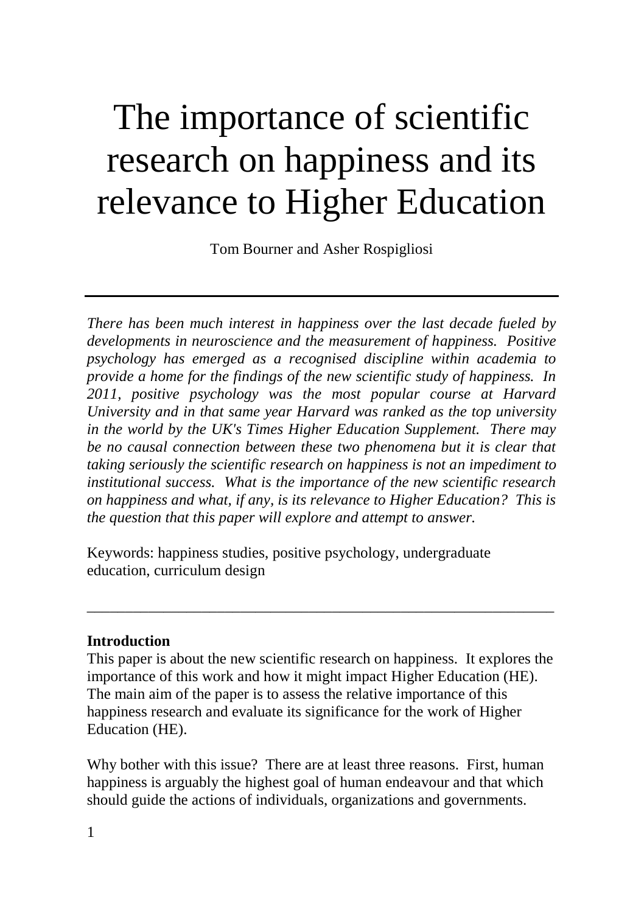# The importance of scientific research on happiness and its relevance to Higher Education

Tom Bourner and Asher Rospigliosi

---

*There has been much interest in happiness over the last decade fueled by developments in neuroscience and the measurement of happiness. Positive psychology has emerged as a recognised discipline within academia to provide a home for the findings of the new scientific study of happiness. In 2011, positive psychology was the most popular course at Harvard University and in that same year Harvard was ranked as the top university in the world by the UK's Times Higher Education Supplement. There may be no causal connection between these two phenomena but it is clear that taking seriously the scientific research on happiness is not an impediment to institutional success. What is the importance of the new scientific research on happiness and what, if any, is its relevance to Higher Education? This is the question that this paper will explore and attempt to answer.*

Keywords: happiness studies, positive psychology, undergraduate education, curriculum design

---

**Introduction**

This paper is about the new scientific research on happiness. It explores the importance of this work and how it might impact Higher Education (HE). The main aim of the paper is to assess the relative importance of this happiness research and evaluate its significance for the work of Higher Education (HE).

Why bother with this issue? There are at least three reasons. First, human happiness is arguably the highest goal of human endeavour and that which should guide the actions of individuals, organizations and governments.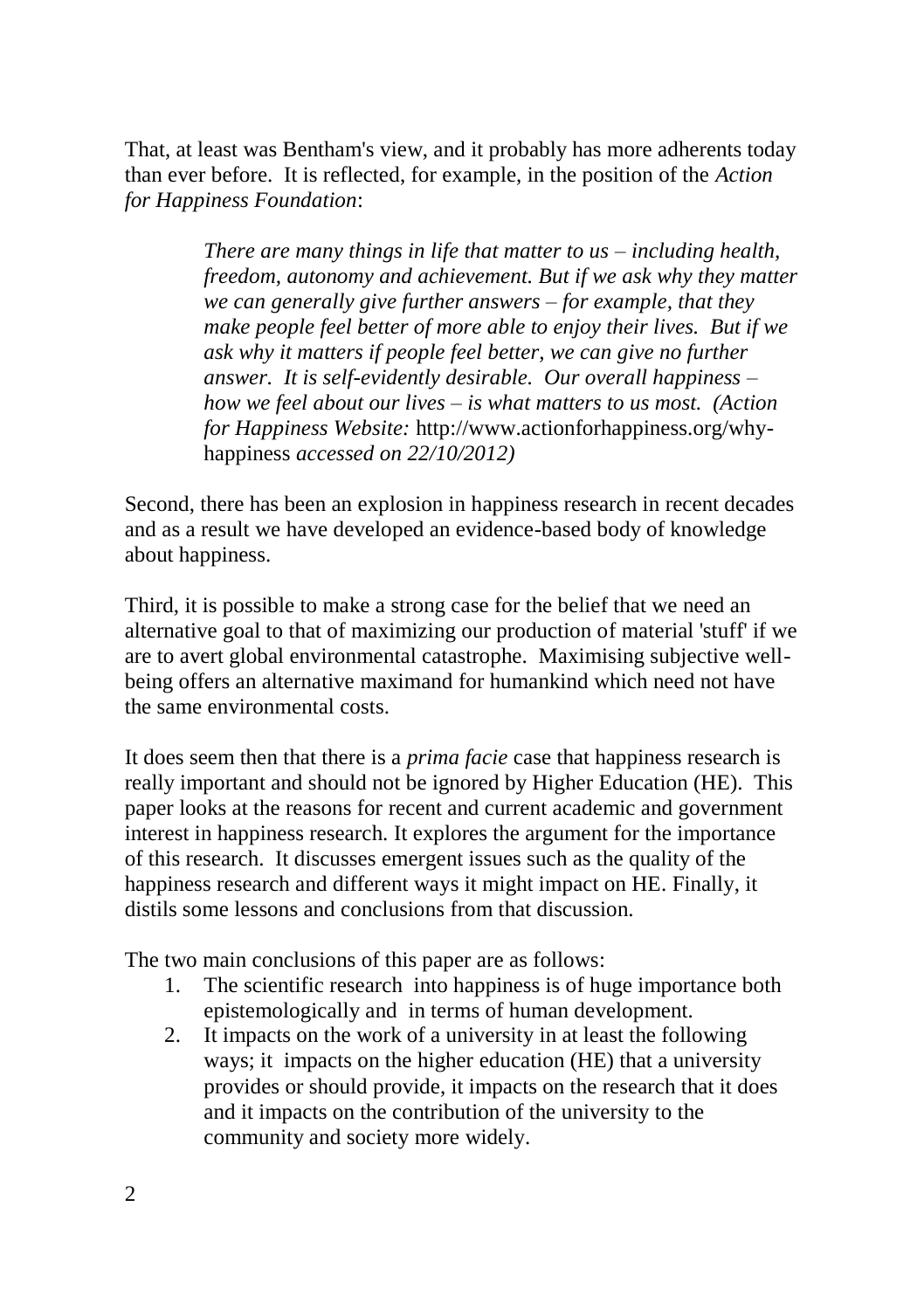That, at least was Bentham's view, and it probably has more adherents today than ever before. It is reflected, for example, in the position of the *Action for Happiness Foundation*:

> *There are many things in life that matter to us – including health, freedom, autonomy and achievement. But if we ask why they matter we can generally give further answers – for example, that they make people feel better of more able to enjoy their lives. But if we ask why it matters if people feel better, we can give no further answer. It is self-evidently desirable. Our overall happiness – how we feel about our lives – is what matters to us most. (Action for Happiness Website:* http://www.actionforhappiness.org/why-happiness *accessed on 22/10/2012)*

Second, there has been an explosion in happiness research in recent decades and as a result we have developed an evidence-based body of knowledge about happiness.

Third, it is possible to make a strong case for the belief that we need an alternative goal to that of maximizing our production of material 'stuff' if we are to avert global environmental catastrophe. Maximising subjective well-being offers an alternative maximand for humankind which need not have the same environmental costs.

It does seem then that there is a *prima facie* case that happiness research is really important and should not be ignored by Higher Education (HE). This paper looks at the reasons for recent and current academic and government interest in happiness research. It explores the argument for the importance of this research. It discusses emergent issues such as the quality of the happiness research and different ways it might impact on HE. Finally, it distils some lessons and conclusions from that discussion.

The two main conclusions of this paper are as follows:

1. The scientific research into happiness is of huge importance both epistemologically and in terms of human development.
2. It impacts on the work of a university in at least the following ways; it impacts on the higher education (HE) that a university provides or should provide, it impacts on the research that it does and it impacts on the contribution of the university to the community and society more widely.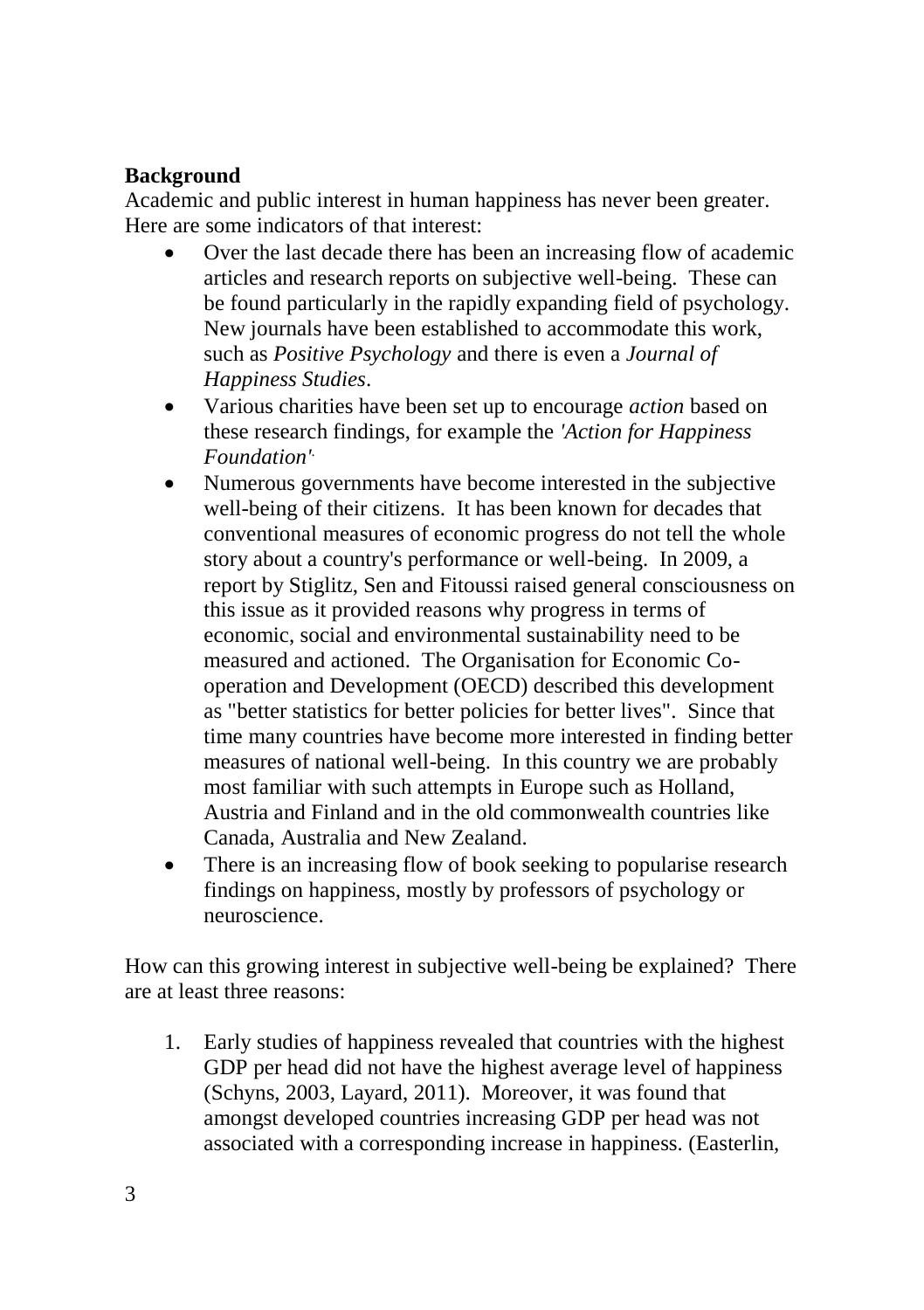**Background**

Academic and public interest in human happiness has never been greater. Here are some indicators of that interest:

- Over the last decade there has been an increasing flow of academic articles and research reports on subjective well-being. These can be found particularly in the rapidly expanding field of psychology. New journals have been established to accommodate this work, such as *Positive Psychology* and there is even a *Journal of Happiness Studies*.
- Various charities have been set up to encourage *action* based on these research findings, for example the *'Action for Happiness Foundation'.*
- Numerous governments have become interested in the subjective well-being of their citizens. It has been known for decades that conventional measures of economic progress do not tell the whole story about a country's performance or well-being. In 2009, a report by Stiglitz, Sen and Fitoussi raised general consciousness on this issue as it provided reasons why progress in terms of economic, social and environmental sustainability need to be measured and actioned. The Organisation for Economic Co-operation and Development (OECD) described this development as "better statistics for better policies for better lives". Since that time many countries have become more interested in finding better measures of national well-being. In this country we are probably most familiar with such attempts in Europe such as Holland, Austria and Finland and in the old commonwealth countries like Canada, Australia and New Zealand.
- There is an increasing flow of book seeking to popularise research findings on happiness, mostly by professors of psychology or neuroscience.

How can this growing interest in subjective well-being be explained? There are at least three reasons:

1. Early studies of happiness revealed that countries with the highest GDP per head did not have the highest average level of happiness (Schyns, 2003, Layard, 2011). Moreover, it was found that amongst developed countries increasing GDP per head was not associated with a corresponding increase in happiness. (Easterlin,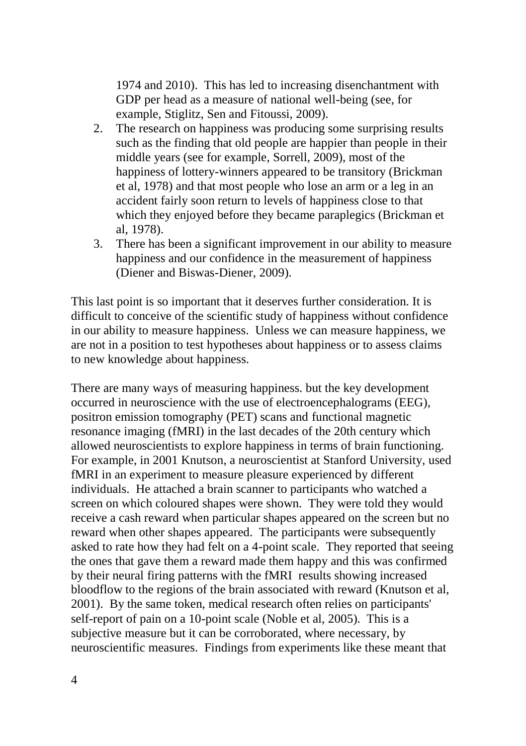1974 and 2010). This has led to increasing disenchantment with GDP per head as a measure of national well-being (see, for example, Stiglitz, Sen and Fitoussi, 2009).

2. The research on happiness was producing some surprising results such as the finding that old people are happier than people in their middle years (see for example, Sorrell, 2009), most of the happiness of lottery-winners appeared to be transitory (Brickman et al, 1978) and that most people who lose an arm or a leg in an accident fairly soon return to levels of happiness close to that which they enjoyed before they became paraplegics (Brickman et al, 1978).
3. There has been a significant improvement in our ability to measure happiness and our confidence in the measurement of happiness (Diener and Biswas-Diener, 2009).

This last point is so important that it deserves further consideration. It is difficult to conceive of the scientific study of happiness without confidence in our ability to measure happiness. Unless we can measure happiness, we are not in a position to test hypotheses about happiness or to assess claims to new knowledge about happiness.

There are many ways of measuring happiness. but the key development occurred in neuroscience with the use of electroencephalograms (EEG), positron emission tomography (PET) scans and functional magnetic resonance imaging (fMRI) in the last decades of the 20th century which allowed neuroscientists to explore happiness in terms of brain functioning. For example, in 2001 Knutson, a neuroscientist at Stanford University, used fMRI in an experiment to measure pleasure experienced by different individuals. He attached a brain scanner to participants who watched a screen on which coloured shapes were shown. They were told they would receive a cash reward when particular shapes appeared on the screen but no reward when other shapes appeared. The participants were subsequently asked to rate how they had felt on a 4-point scale. They reported that seeing the ones that gave them a reward made them happy and this was confirmed by their neural firing patterns with the fMRI results showing increased bloodflow to the regions of the brain associated with reward (Knutson et al, 2001). By the same token, medical research often relies on participants' self-report of pain on a 10-point scale (Noble et al, 2005). This is a subjective measure but it can be corroborated, where necessary, by neuroscientific measures. Findings from experiments like these meant that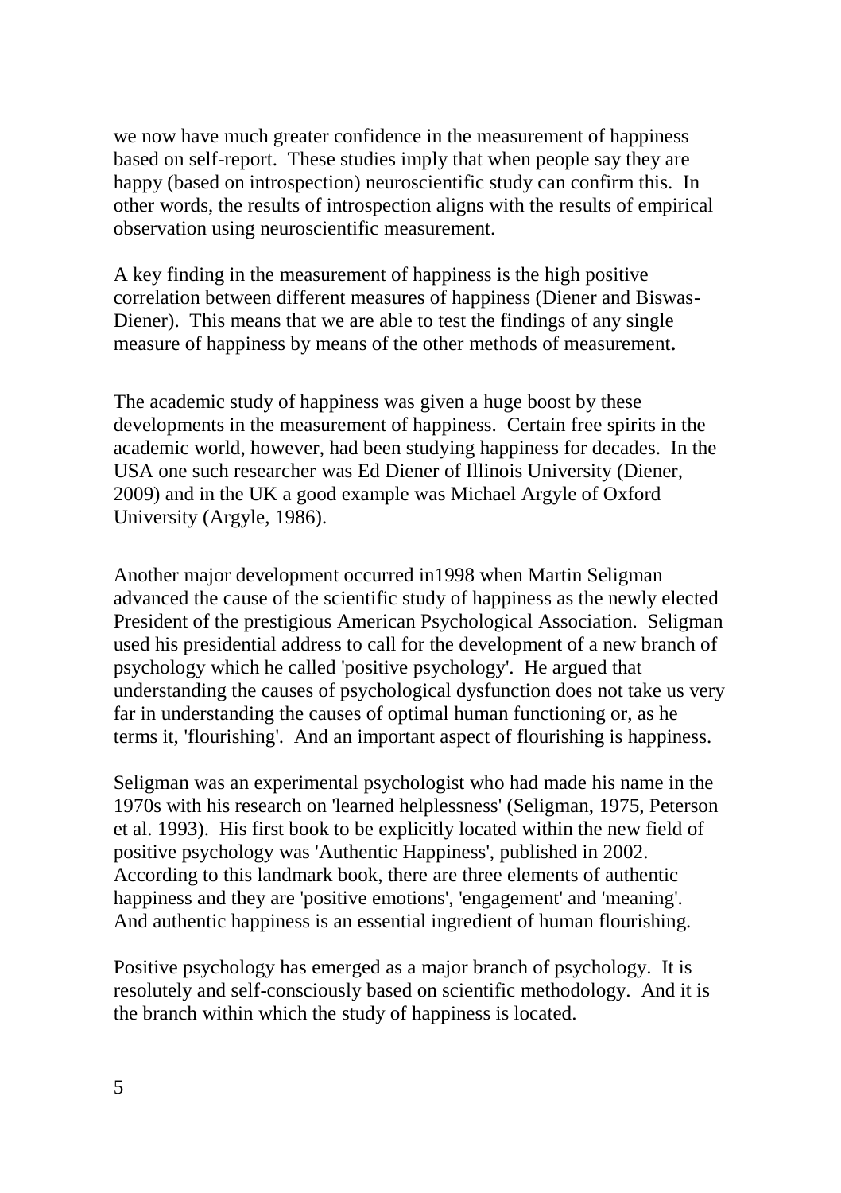we now have much greater confidence in the measurement of happiness based on self-report. These studies imply that when people say they are happy (based on introspection) neuroscientific study can confirm this. In other words, the results of introspection aligns with the results of empirical observation using neuroscientific measurement.

A key finding in the measurement of happiness is the high positive correlation between different measures of happiness (Diener and Biswas-Diener). This means that we are able to test the findings of any single measure of happiness by means of the other methods of measurement**.**

The academic study of happiness was given a huge boost by these developments in the measurement of happiness. Certain free spirits in the academic world, however, had been studying happiness for decades. In the USA one such researcher was Ed Diener of Illinois University (Diener, 2009) and in the UK a good example was Michael Argyle of Oxford University (Argyle, 1986).

Another major development occurred in1998 when Martin Seligman advanced the cause of the scientific study of happiness as the newly elected President of the prestigious American Psychological Association. Seligman used his presidential address to call for the development of a new branch of psychology which he called 'positive psychology'. He argued that understanding the causes of psychological dysfunction does not take us very far in understanding the causes of optimal human functioning or, as he terms it, 'flourishing'. And an important aspect of flourishing is happiness.

Seligman was an experimental psychologist who had made his name in the 1970s with his research on 'learned helplessness' (Seligman, 1975, Peterson et al. 1993). His first book to be explicitly located within the new field of positive psychology was 'Authentic Happiness', published in 2002. According to this landmark book, there are three elements of authentic happiness and they are 'positive emotions', 'engagement' and 'meaning'. And authentic happiness is an essential ingredient of human flourishing.

Positive psychology has emerged as a major branch of psychology. It is resolutely and self-consciously based on scientific methodology. And it is the branch within which the study of happiness is located.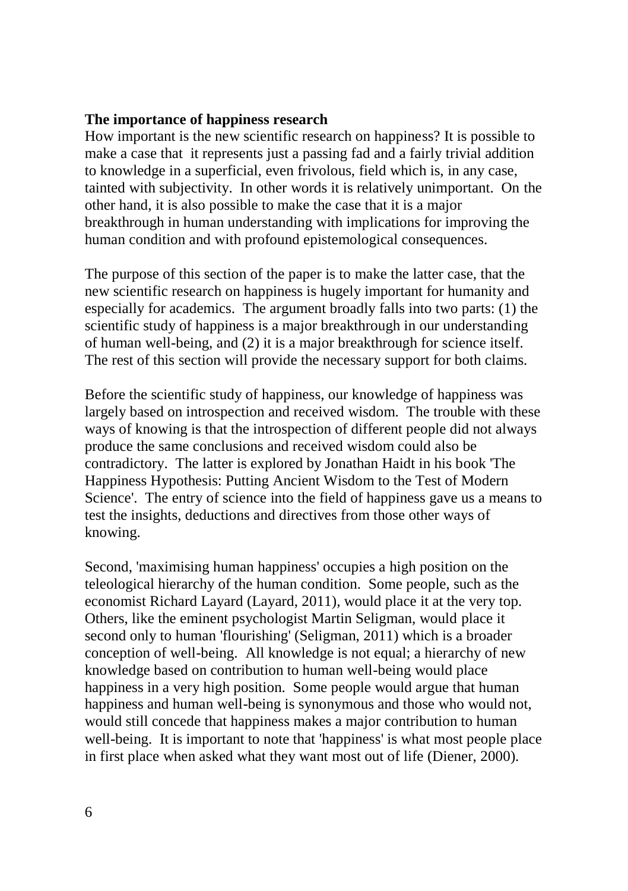**The importance of happiness research**

How important is the new scientific research on happiness? It is possible to make a case that it represents just a passing fad and a fairly trivial addition to knowledge in a superficial, even frivolous, field which is, in any case, tainted with subjectivity. In other words it is relatively unimportant. On the other hand, it is also possible to make the case that it is a major breakthrough in human understanding with implications for improving the human condition and with profound epistemological consequences.

The purpose of this section of the paper is to make the latter case, that the new scientific research on happiness is hugely important for humanity and especially for academics. The argument broadly falls into two parts: (1) the scientific study of happiness is a major breakthrough in our understanding of human well-being, and (2) it is a major breakthrough for science itself. The rest of this section will provide the necessary support for both claims.

Before the scientific study of happiness, our knowledge of happiness was largely based on introspection and received wisdom. The trouble with these ways of knowing is that the introspection of different people did not always produce the same conclusions and received wisdom could also be contradictory. The latter is explored by Jonathan Haidt in his book 'The Happiness Hypothesis: Putting Ancient Wisdom to the Test of Modern Science'. The entry of science into the field of happiness gave us a means to test the insights, deductions and directives from those other ways of knowing.

Second, 'maximising human happiness' occupies a high position on the teleological hierarchy of the human condition. Some people, such as the economist Richard Layard (Layard, 2011), would place it at the very top. Others, like the eminent psychologist Martin Seligman, would place it second only to human 'flourishing' (Seligman, 2011) which is a broader conception of well-being. All knowledge is not equal; a hierarchy of new knowledge based on contribution to human well-being would place happiness in a very high position. Some people would argue that human happiness and human well-being is synonymous and those who would not, would still concede that happiness makes a major contribution to human well-being. It is important to note that 'happiness' is what most people place in first place when asked what they want most out of life (Diener, 2000).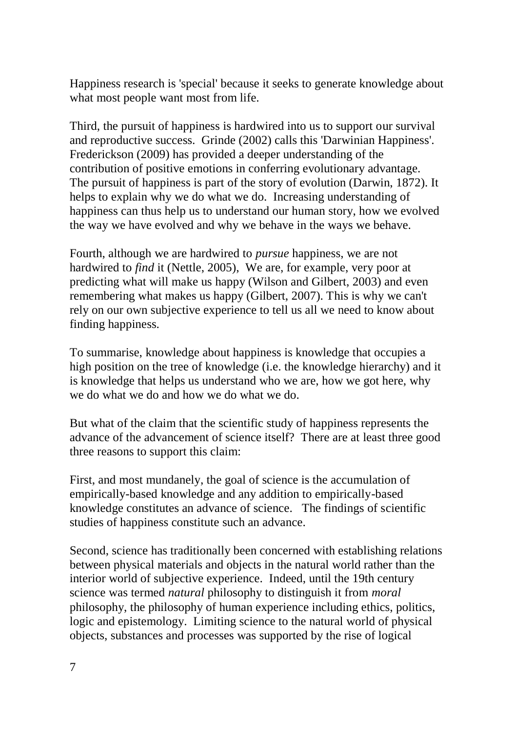Happiness research is 'special' because it seeks to generate knowledge about what most people want most from life.

Third, the pursuit of happiness is hardwired into us to support our survival and reproductive success. Grinde (2002) calls this 'Darwinian Happiness'. Frederickson (2009) has provided a deeper understanding of the contribution of positive emotions in conferring evolutionary advantage. The pursuit of happiness is part of the story of evolution (Darwin, 1872). It helps to explain why we do what we do. Increasing understanding of happiness can thus help us to understand our human story, how we evolved the way we have evolved and why we behave in the ways we behave.

Fourth, although we are hardwired to *pursue* happiness, we are not hardwired to *find* it (Nettle, 2005), We are, for example, very poor at predicting what will make us happy (Wilson and Gilbert, 2003) and even remembering what makes us happy (Gilbert, 2007). This is why we can't rely on our own subjective experience to tell us all we need to know about finding happiness.

To summarise, knowledge about happiness is knowledge that occupies a high position on the tree of knowledge (i.e. the knowledge hierarchy) and it is knowledge that helps us understand who we are, how we got here, why we do what we do and how we do what we do.

But what of the claim that the scientific study of happiness represents the advance of the advancement of science itself? There are at least three good three reasons to support this claim:

First, and most mundanely, the goal of science is the accumulation of empirically-based knowledge and any addition to empirically-based knowledge constitutes an advance of science. The findings of scientific studies of happiness constitute such an advance.

Second, science has traditionally been concerned with establishing relations between physical materials and objects in the natural world rather than the interior world of subjective experience. Indeed, until the 19th century science was termed *natural* philosophy to distinguish it from *moral* philosophy, the philosophy of human experience including ethics, politics, logic and epistemology. Limiting science to the natural world of physical objects, substances and processes was supported by the rise of logical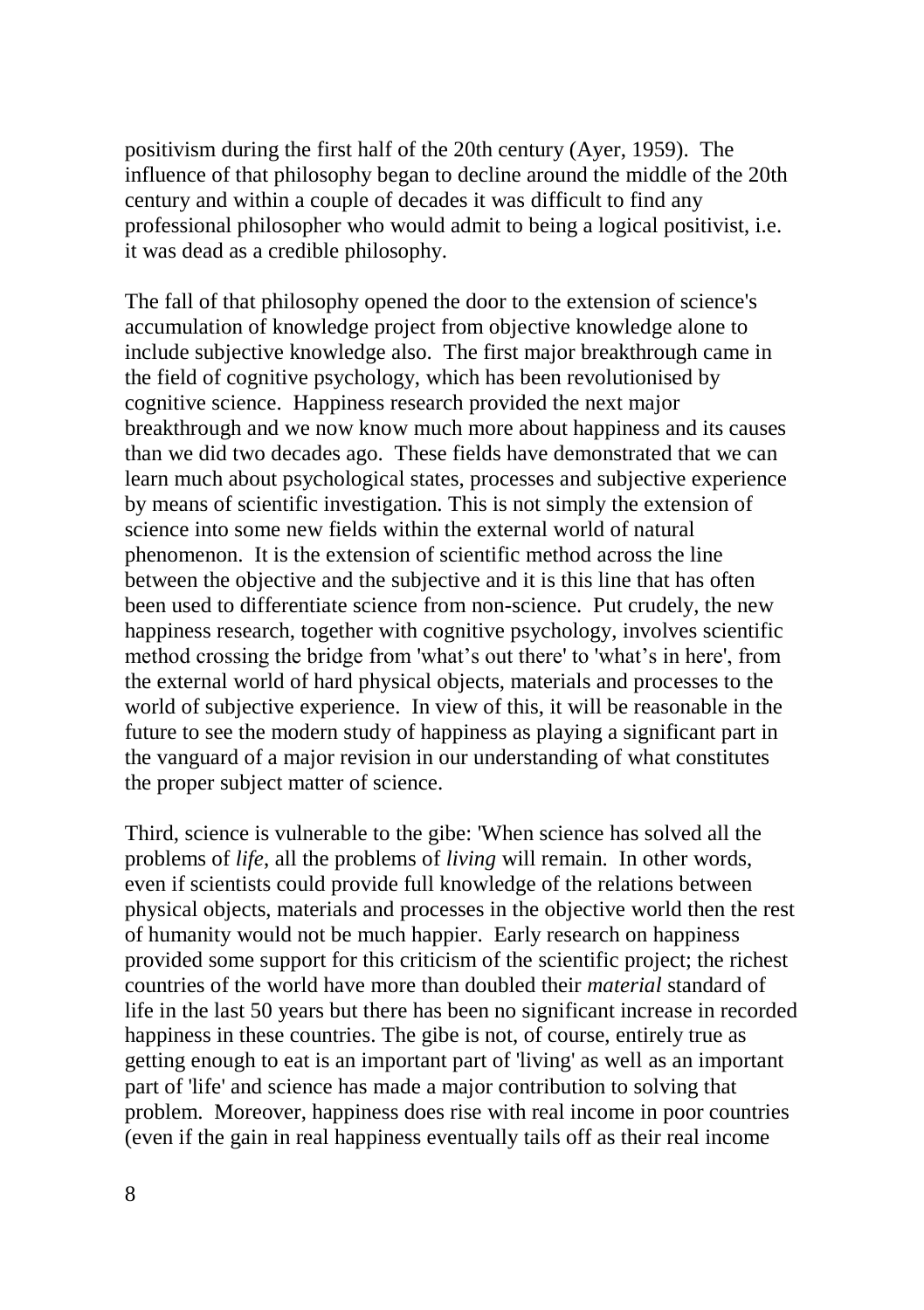positivism during the first half of the 20th century (Ayer, 1959). The influence of that philosophy began to decline around the middle of the 20th century and within a couple of decades it was difficult to find any professional philosopher who would admit to being a logical positivist, i.e. it was dead as a credible philosophy.

The fall of that philosophy opened the door to the extension of science's accumulation of knowledge project from objective knowledge alone to include subjective knowledge also. The first major breakthrough came in the field of cognitive psychology, which has been revolutionised by cognitive science. Happiness research provided the next major breakthrough and we now know much more about happiness and its causes than we did two decades ago. These fields have demonstrated that we can learn much about psychological states, processes and subjective experience by means of scientific investigation. This is not simply the extension of science into some new fields within the external world of natural phenomenon. It is the extension of scientific method across the line between the objective and the subjective and it is this line that has often been used to differentiate science from non-science. Put crudely, the new happiness research, together with cognitive psychology, involves scientific method crossing the bridge from 'what's out there' to 'what's in here', from the external world of hard physical objects, materials and processes to the world of subjective experience. In view of this, it will be reasonable in the future to see the modern study of happiness as playing a significant part in the vanguard of a major revision in our understanding of what constitutes the proper subject matter of science.

Third, science is vulnerable to the gibe: 'When science has solved all the problems of *life*, all the problems of *living* will remain. In other words, even if scientists could provide full knowledge of the relations between physical objects, materials and processes in the objective world then the rest of humanity would not be much happier. Early research on happiness provided some support for this criticism of the scientific project; the richest countries of the world have more than doubled their *material* standard of life in the last 50 years but there has been no significant increase in recorded happiness in these countries. The gibe is not, of course, entirely true as getting enough to eat is an important part of 'living' as well as an important part of 'life' and science has made a major contribution to solving that problem. Moreover, happiness does rise with real income in poor countries (even if the gain in real happiness eventually tails off as their real income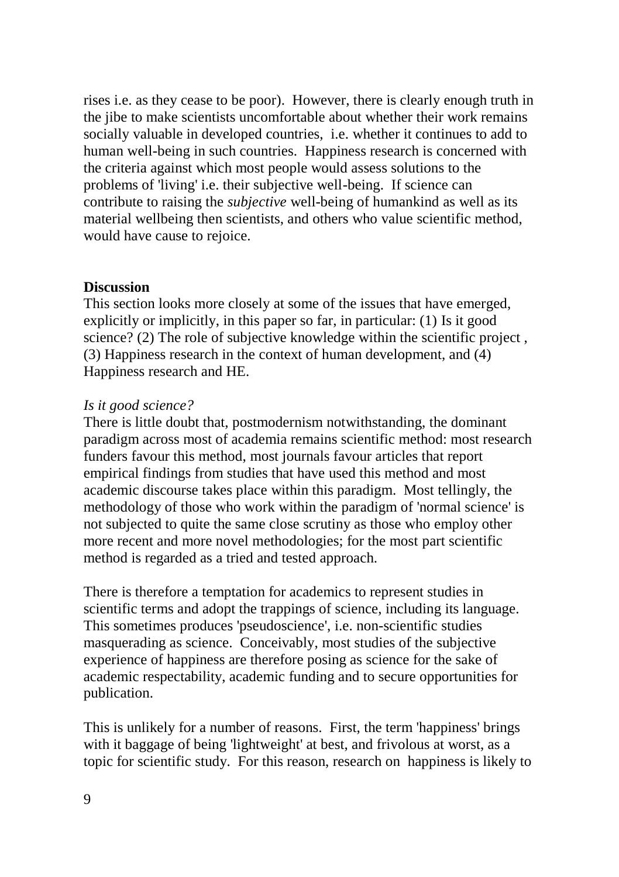rises i.e. as they cease to be poor). However, there is clearly enough truth in the jibe to make scientists uncomfortable about whether their work remains socially valuable in developed countries, i.e. whether it continues to add to human well-being in such countries. Happiness research is concerned with the criteria against which most people would assess solutions to the problems of 'living' i.e. their subjective well-being. If science can contribute to raising the *subjective* well-being of humankind as well as its material wellbeing then scientists, and others who value scientific method, would have cause to rejoice.

**Discussion**

This section looks more closely at some of the issues that have emerged, explicitly or implicitly, in this paper so far, in particular: (1) Is it good science? (2) The role of subjective knowledge within the scientific project , (3) Happiness research in the context of human development, and (4) Happiness research and HE.

*Is it good science?*

There is little doubt that, postmodernism notwithstanding, the dominant paradigm across most of academia remains scientific method: most research funders favour this method, most journals favour articles that report empirical findings from studies that have used this method and most academic discourse takes place within this paradigm. Most tellingly, the methodology of those who work within the paradigm of 'normal science' is not subjected to quite the same close scrutiny as those who employ other more recent and more novel methodologies; for the most part scientific method is regarded as a tried and tested approach.

There is therefore a temptation for academics to represent studies in scientific terms and adopt the trappings of science, including its language. This sometimes produces 'pseudoscience', i.e. non-scientific studies masquerading as science. Conceivably, most studies of the subjective experience of happiness are therefore posing as science for the sake of academic respectability, academic funding and to secure opportunities for publication.

This is unlikely for a number of reasons. First, the term 'happiness' brings with it baggage of being 'lightweight' at best, and frivolous at worst, as a topic for scientific study. For this reason, research on happiness is likely to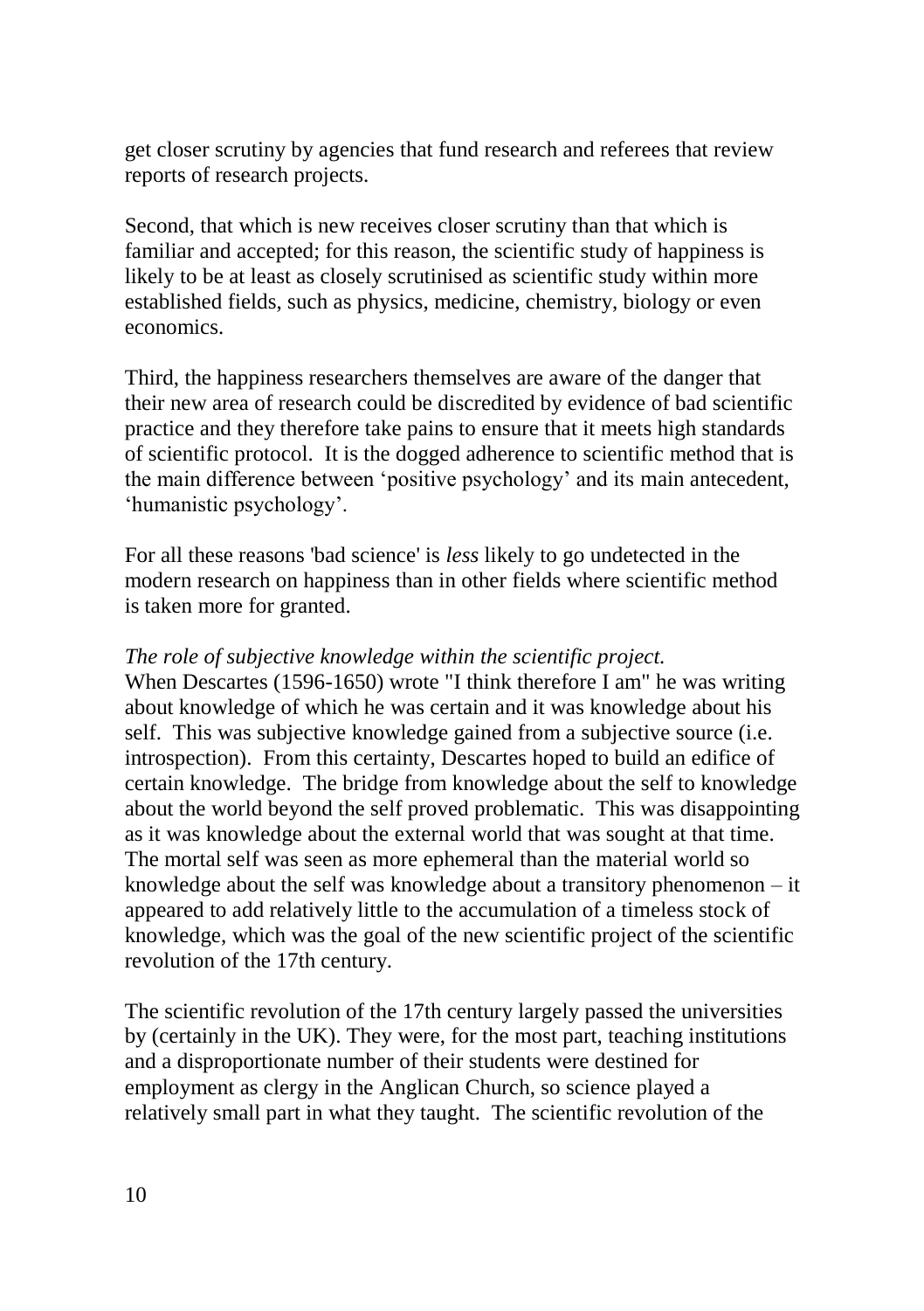get closer scrutiny by agencies that fund research and referees that review reports of research projects.

Second, that which is new receives closer scrutiny than that which is familiar and accepted; for this reason, the scientific study of happiness is likely to be at least as closely scrutinised as scientific study within more established fields, such as physics, medicine, chemistry, biology or even economics.

Third, the happiness researchers themselves are aware of the danger that their new area of research could be discredited by evidence of bad scientific practice and they therefore take pains to ensure that it meets high standards of scientific protocol. It is the dogged adherence to scientific method that is the main difference between 'positive psychology' and its main antecedent, 'humanistic psychology'.

For all these reasons 'bad science' is *less* likely to go undetected in the modern research on happiness than in other fields where scientific method is taken more for granted.

*The role of subjective knowledge within the scientific project.*

When Descartes (1596-1650) wrote "I think therefore I am" he was writing about knowledge of which he was certain and it was knowledge about his self. This was subjective knowledge gained from a subjective source (i.e. introspection). From this certainty, Descartes hoped to build an edifice of certain knowledge. The bridge from knowledge about the self to knowledge about the world beyond the self proved problematic. This was disappointing as it was knowledge about the external world that was sought at that time. The mortal self was seen as more ephemeral than the material world so knowledge about the self was knowledge about a transitory phenomenon – it appeared to add relatively little to the accumulation of a timeless stock of knowledge, which was the goal of the new scientific project of the scientific revolution of the 17th century.

The scientific revolution of the 17th century largely passed the universities by (certainly in the UK). They were, for the most part, teaching institutions and a disproportionate number of their students were destined for employment as clergy in the Anglican Church, so science played a relatively small part in what they taught. The scientific revolution of the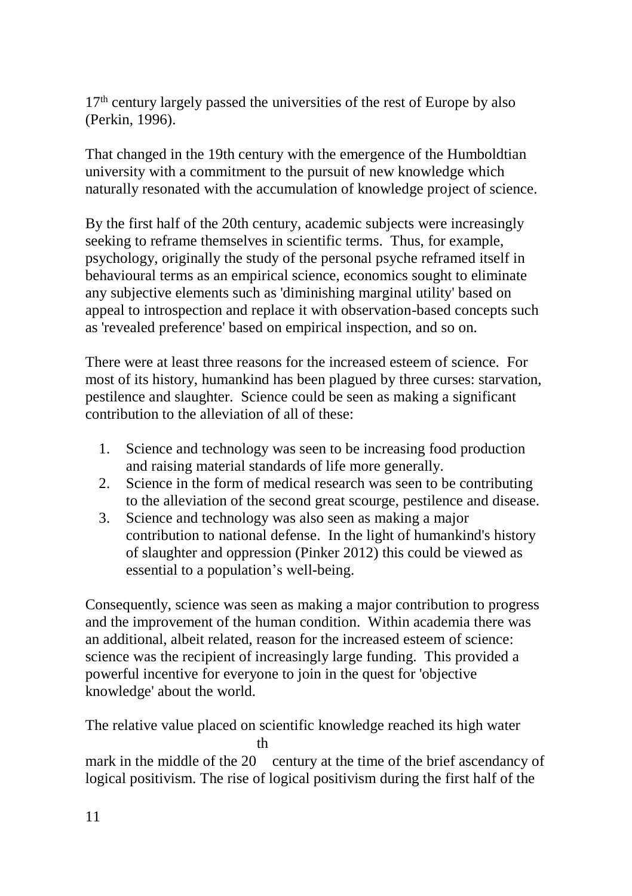17th century largely passed the universities of the rest of Europe by also (Perkin, 1996).

That changed in the 19th century with the emergence of the Humboldtian university with a commitment to the pursuit of new knowledge which naturally resonated with the accumulation of knowledge project of science.

By the first half of the 20th century, academic subjects were increasingly seeking to reframe themselves in scientific terms. Thus, for example, psychology, originally the study of the personal psyche reframed itself in behavioural terms as an empirical science, economics sought to eliminate any subjective elements such as 'diminishing marginal utility' based on appeal to introspection and replace it with observation-based concepts such as 'revealed preference' based on empirical inspection, and so on.

There were at least three reasons for the increased esteem of science. For most of its history, humankind has been plagued by three curses: starvation, pestilence and slaughter. Science could be seen as making a significant contribution to the alleviation of all of these:

1. Science and technology was seen to be increasing food production and raising material standards of life more generally.
2. Science in the form of medical research was seen to be contributing to the alleviation of the second great scourge, pestilence and disease.
3. Science and technology was also seen as making a major contribution to national defense. In the light of humankind's history of slaughter and oppression (Pinker 2012) this could be viewed as essential to a population's well-being.

Consequently, science was seen as making a major contribution to progress and the improvement of the human condition. Within academia there was an additional, albeit related, reason for the increased esteem of science: science was the recipient of increasingly large funding. This provided a powerful incentive for everyone to join in the quest for 'objective knowledge' about the world.

The relative value placed on scientific knowledge reached its high water mark in the middle of the 20th century at the time of the brief ascendancy of logical positivism. The rise of logical positivism during the first half of the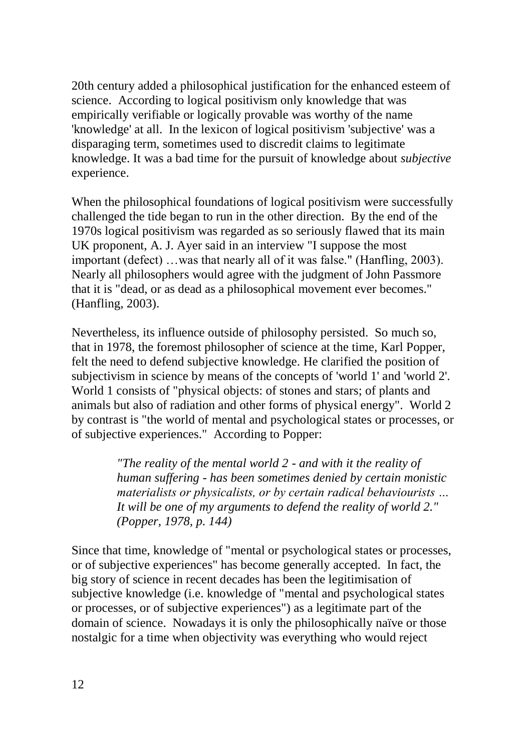20th century added a philosophical justification for the enhanced esteem of science. According to logical positivism only knowledge that was empirically verifiable or logically provable was worthy of the name 'knowledge' at all. In the lexicon of logical positivism 'subjective' was a disparaging term, sometimes used to discredit claims to legitimate knowledge. It was a bad time for the pursuit of knowledge about *subjective* experience.

When the philosophical foundations of logical positivism were successfully challenged the tide began to run in the other direction. By the end of the 1970s logical positivism was regarded as so seriously flawed that its main UK proponent, A. J. Ayer said in an interview "I suppose the most important (defect) …was that nearly all of it was false." (Hanfling, 2003). Nearly all philosophers would agree with the judgment of John Passmore that it is "dead, or as dead as a philosophical movement ever becomes." (Hanfling, 2003).

Nevertheless, its influence outside of philosophy persisted. So much so, that in 1978, the foremost philosopher of science at the time, Karl Popper, felt the need to defend subjective knowledge. He clarified the position of subjectivism in science by means of the concepts of 'world 1' and 'world 2'. World 1 consists of "physical objects: of stones and stars; of plants and animals but also of radiation and other forms of physical energy". World 2 by contrast is "the world of mental and psychological states or processes, or of subjective experiences." According to Popper:

> *"The reality of the mental world 2 - and with it the reality of human suffering - has been sometimes denied by certain monistic materialists or physicalists, or by certain radical behaviourists … It will be one of my arguments to defend the reality of world 2." (Popper, 1978, p. 144)*

Since that time, knowledge of "mental or psychological states or processes, or of subjective experiences" has become generally accepted. In fact, the big story of science in recent decades has been the legitimisation of subjective knowledge (i.e. knowledge of "mental and psychological states or processes, or of subjective experiences") as a legitimate part of the domain of science. Nowadays it is only the philosophically naïve or those nostalgic for a time when objectivity was everything who would reject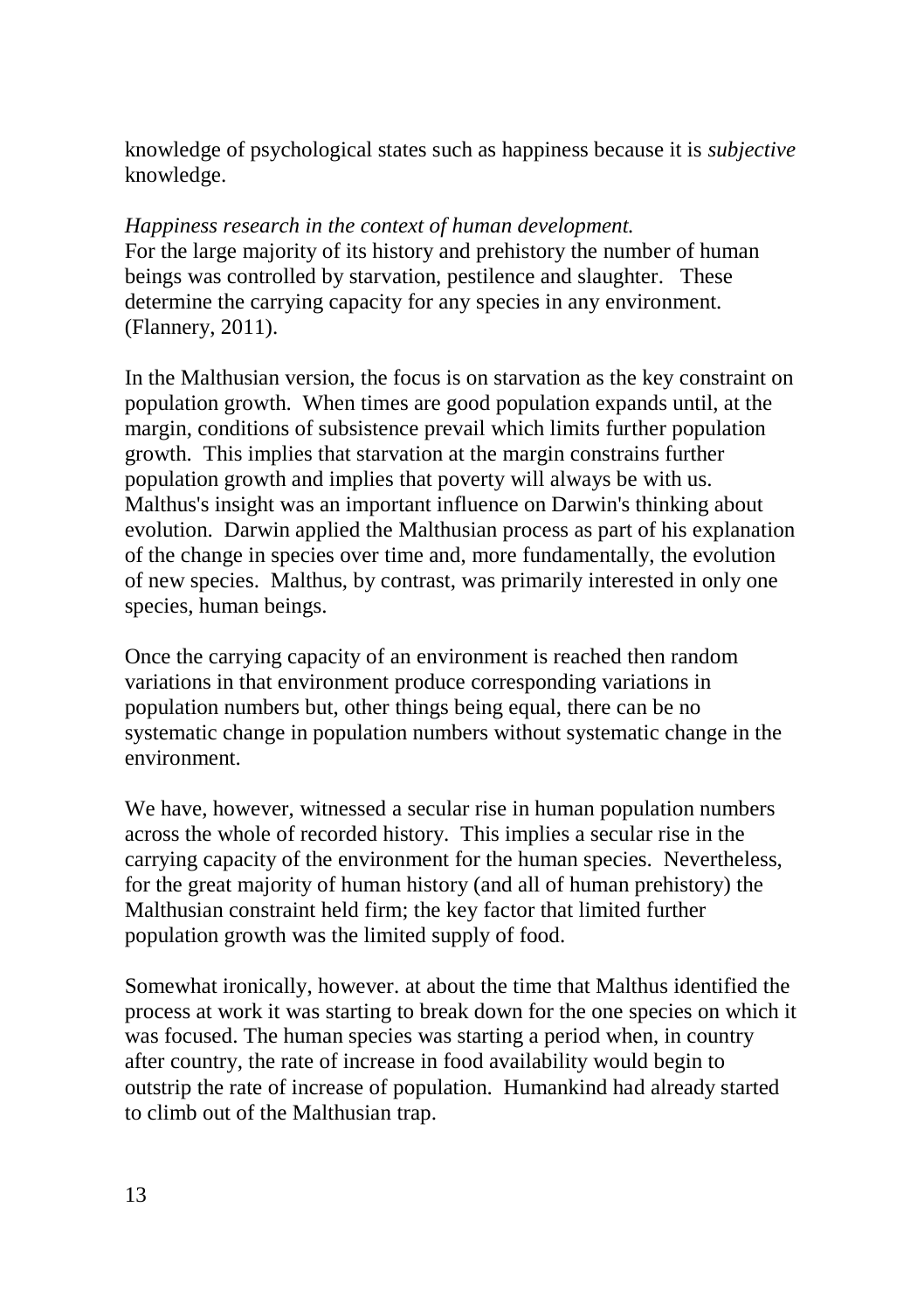knowledge of psychological states such as happiness because it is *subjective* knowledge.

*Happiness research in the context of human development.*

For the large majority of its history and prehistory the number of human beings was controlled by starvation, pestilence and slaughter. These determine the carrying capacity for any species in any environment. (Flannery, 2011).

In the Malthusian version, the focus is on starvation as the key constraint on population growth. When times are good population expands until, at the margin, conditions of subsistence prevail which limits further population growth. This implies that starvation at the margin constrains further population growth and implies that poverty will always be with us. Malthus's insight was an important influence on Darwin's thinking about evolution. Darwin applied the Malthusian process as part of his explanation of the change in species over time and, more fundamentally, the evolution of new species. Malthus, by contrast, was primarily interested in only one species, human beings.

Once the carrying capacity of an environment is reached then random variations in that environment produce corresponding variations in population numbers but, other things being equal, there can be no systematic change in population numbers without systematic change in the environment.

We have, however, witnessed a secular rise in human population numbers across the whole of recorded history. This implies a secular rise in the carrying capacity of the environment for the human species. Nevertheless, for the great majority of human history (and all of human prehistory) the Malthusian constraint held firm; the key factor that limited further population growth was the limited supply of food.

Somewhat ironically, however. at about the time that Malthus identified the process at work it was starting to break down for the one species on which it was focused. The human species was starting a period when, in country after country, the rate of increase in food availability would begin to outstrip the rate of increase of population. Humankind had already started to climb out of the Malthusian trap.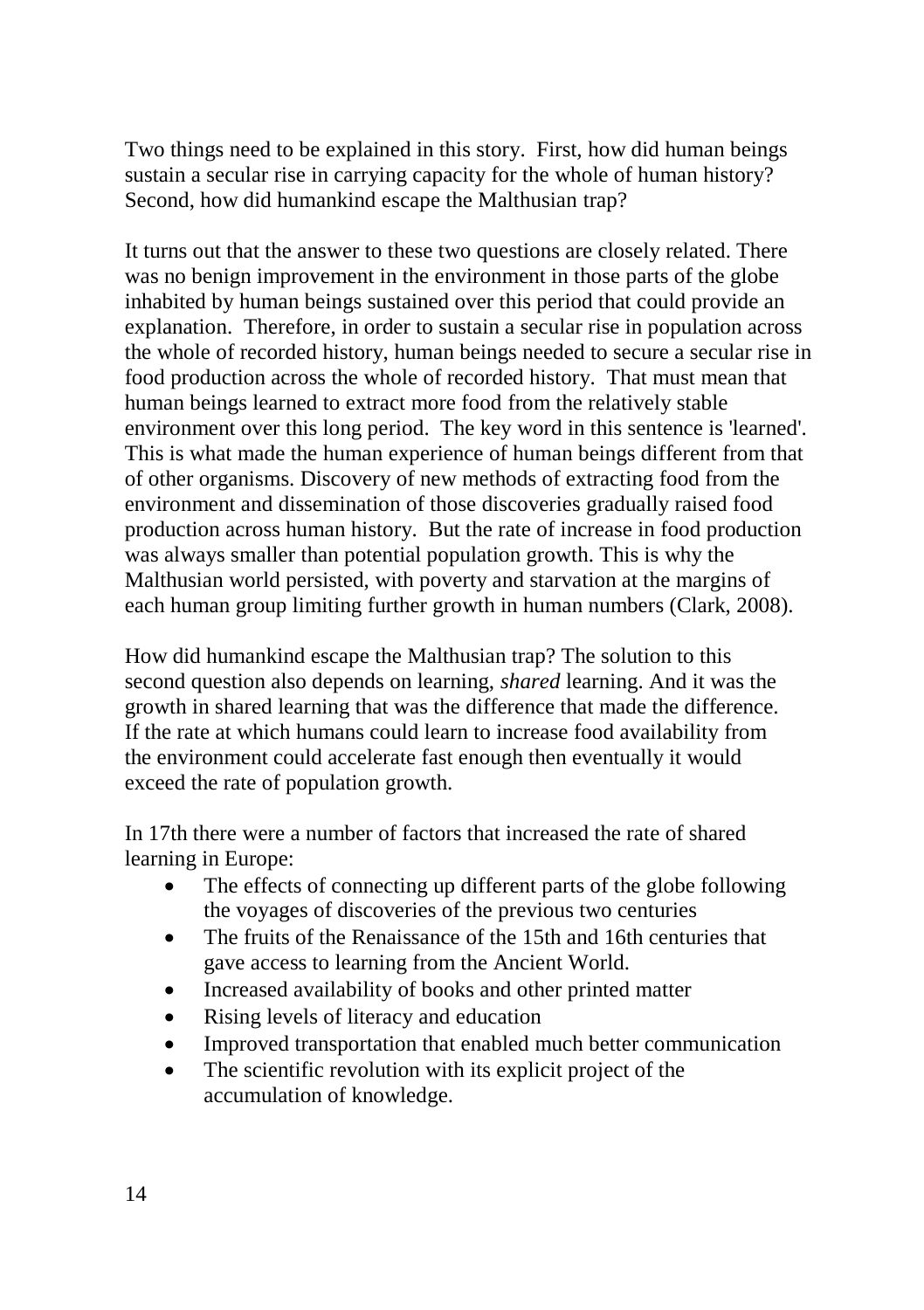Two things need to be explained in this story. First, how did human beings sustain a secular rise in carrying capacity for the whole of human history? Second, how did humankind escape the Malthusian trap?

It turns out that the answer to these two questions are closely related. There was no benign improvement in the environment in those parts of the globe inhabited by human beings sustained over this period that could provide an explanation. Therefore, in order to sustain a secular rise in population across the whole of recorded history, human beings needed to secure a secular rise in food production across the whole of recorded history. That must mean that human beings learned to extract more food from the relatively stable environment over this long period. The key word in this sentence is 'learned'. This is what made the human experience of human beings different from that of other organisms. Discovery of new methods of extracting food from the environment and dissemination of those discoveries gradually raised food production across human history. But the rate of increase in food production was always smaller than potential population growth. This is why the Malthusian world persisted, with poverty and starvation at the margins of each human group limiting further growth in human numbers (Clark, 2008).

How did humankind escape the Malthusian trap? The solution to this second question also depends on learning, *shared* learning. And it was the growth in shared learning that was the difference that made the difference. If the rate at which humans could learn to increase food availability from the environment could accelerate fast enough then eventually it would exceed the rate of population growth.

In 17th there were a number of factors that increased the rate of shared learning in Europe:

- The effects of connecting up different parts of the globe following the voyages of discoveries of the previous two centuries
- The fruits of the Renaissance of the 15th and 16th centuries that gave access to learning from the Ancient World.
- Increased availability of books and other printed matter
- Rising levels of literacy and education
- Improved transportation that enabled much better communication
- The scientific revolution with its explicit project of the accumulation of knowledge.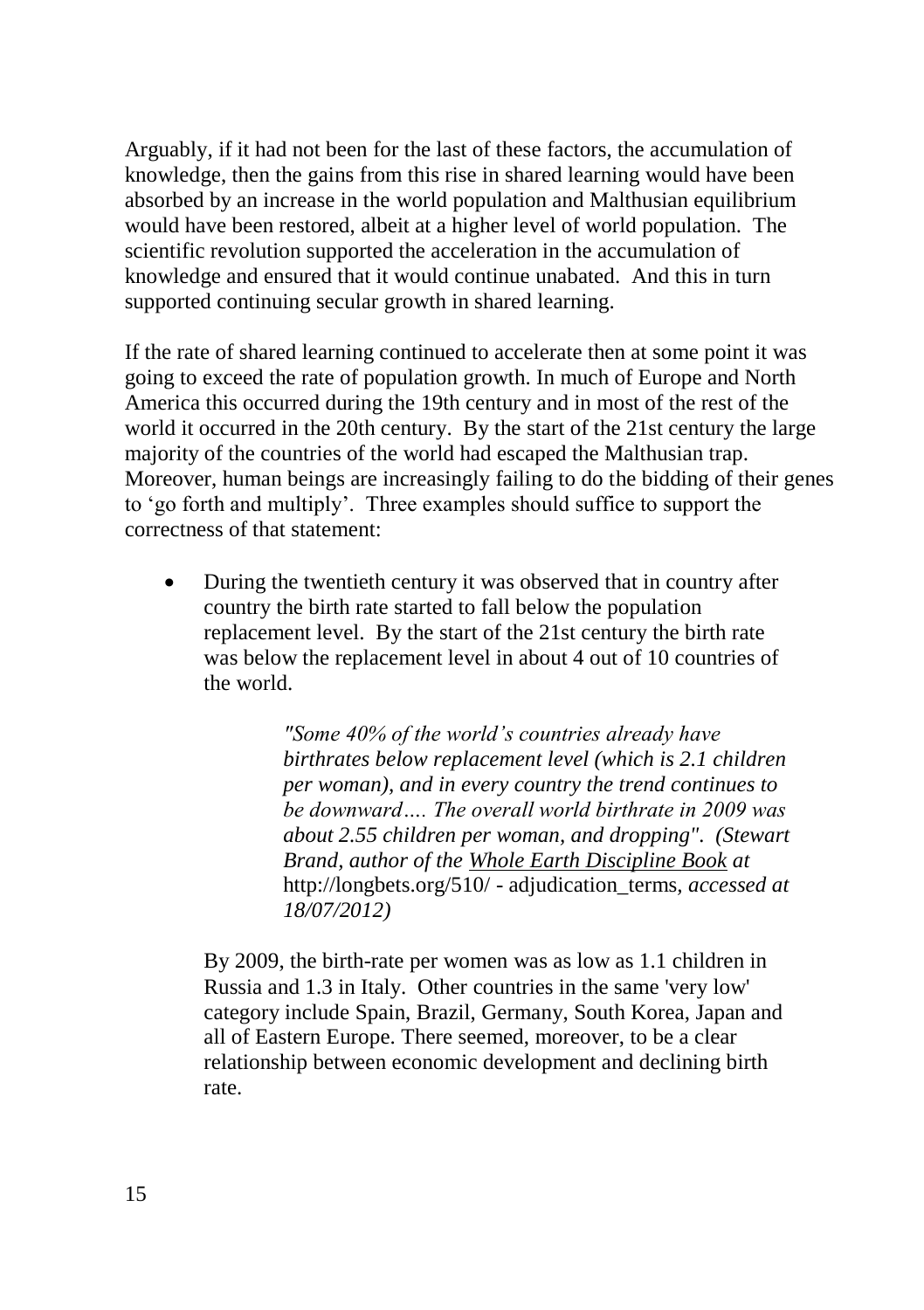Arguably, if it had not been for the last of these factors, the accumulation of knowledge, then the gains from this rise in shared learning would have been absorbed by an increase in the world population and Malthusian equilibrium would have been restored, albeit at a higher level of world population. The scientific revolution supported the acceleration in the accumulation of knowledge and ensured that it would continue unabated. And this in turn supported continuing secular growth in shared learning.

If the rate of shared learning continued to accelerate then at some point it was going to exceed the rate of population growth. In much of Europe and North America this occurred during the 19th century and in most of the rest of the world it occurred in the 20th century. By the start of the 21st century the large majority of the countries of the world had escaped the Malthusian trap. Moreover, human beings are increasingly failing to do the bidding of their genes to 'go forth and multiply'. Three examples should suffice to support the correctness of that statement:

- During the twentieth century it was observed that in country after country the birth rate started to fall below the population replacement level. By the start of the 21st century the birth rate was below the replacement level in about 4 out of 10 countries of the world.

  > *"Some 40% of the world's countries already have birthrates below replacement level (which is 2.1 children per woman), and in every country the trend continues to be downward…. The overall world birthrate in 2009 was about 2.55 children per woman, and dropping". (Stewart Brand, author of the Whole Earth Discipline Book at* http://longbets.org/510/ - adjudication_terms, *accessed at 18/07/2012)*

  By 2009, the birth-rate per women was as low as 1.1 children in Russia and 1.3 in Italy. Other countries in the same 'very low' category include Spain, Brazil, Germany, South Korea, Japan and all of Eastern Europe. There seemed, moreover, to be a clear relationship between economic development and declining birth rate.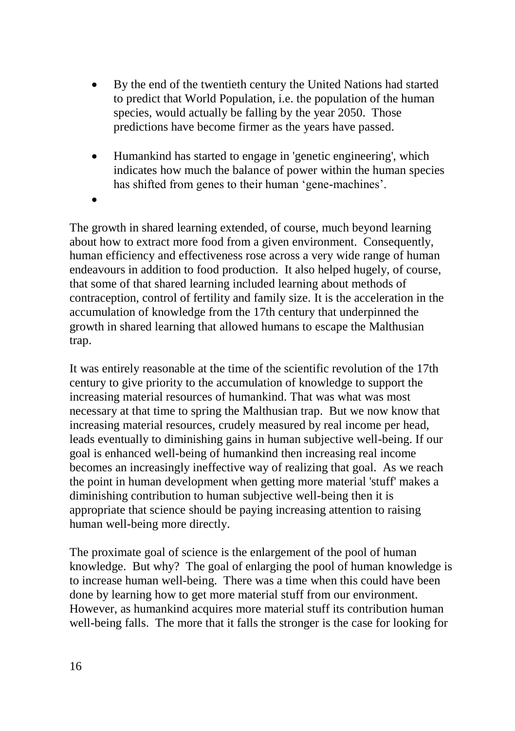- By the end of the twentieth century the United Nations had started to predict that World Population, i.e. the population of the human species, would actually be falling by the year 2050. Those predictions have become firmer as the years have passed.

- Humankind has started to engage in 'genetic engineering', which indicates how much the balance of power within the human species has shifted from genes to their human 'gene-machines'.

The growth in shared learning extended, of course, much beyond learning about how to extract more food from a given environment. Consequently, human efficiency and effectiveness rose across a very wide range of human endeavours in addition to food production. It also helped hugely, of course, that some of that shared learning included learning about methods of contraception, control of fertility and family size. It is the acceleration in the accumulation of knowledge from the 17th century that underpinned the growth in shared learning that allowed humans to escape the Malthusian trap.

It was entirely reasonable at the time of the scientific revolution of the 17th century to give priority to the accumulation of knowledge to support the increasing material resources of humankind. That was what was most necessary at that time to spring the Malthusian trap. But we now know that increasing material resources, crudely measured by real income per head, leads eventually to diminishing gains in human subjective well-being. If our goal is enhanced well-being of humankind then increasing real income becomes an increasingly ineffective way of realizing that goal. As we reach the point in human development when getting more material 'stuff' makes a diminishing contribution to human subjective well-being then it is appropriate that science should be paying increasing attention to raising human well-being more directly.

The proximate goal of science is the enlargement of the pool of human knowledge. But why? The goal of enlarging the pool of human knowledge is to increase human well-being. There was a time when this could have been done by learning how to get more material stuff from our environment. However, as humankind acquires more material stuff its contribution human well-being falls. The more that it falls the stronger is the case for looking for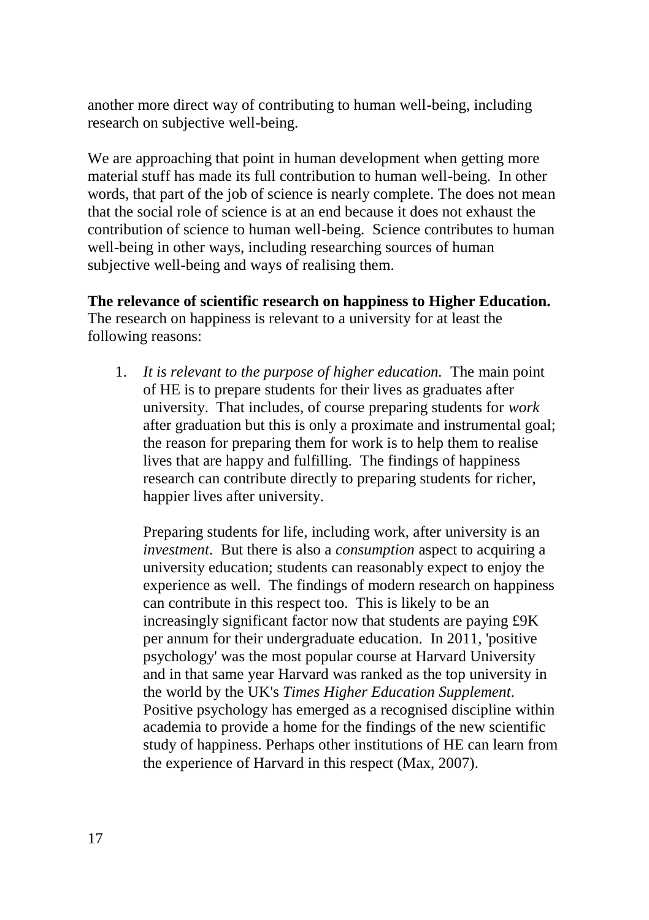another more direct way of contributing to human well-being, including research on subjective well-being.

We are approaching that point in human development when getting more material stuff has made its full contribution to human well-being. In other words, that part of the job of science is nearly complete. The does not mean that the social role of science is at an end because it does not exhaust the contribution of science to human well-being. Science contributes to human well-being in other ways, including researching sources of human subjective well-being and ways of realising them.

**The relevance of scientific research on happiness to Higher Education.** The research on happiness is relevant to a university for at least the following reasons:

1. *It is relevant to the purpose of higher education.* The main point of HE is to prepare students for their lives as graduates after university. That includes, of course preparing students for *work* after graduation but this is only a proximate and instrumental goal; the reason for preparing them for work is to help them to realise lives that are happy and fulfilling. The findings of happiness research can contribute directly to preparing students for richer, happier lives after university.

   Preparing students for life, including work, after university is an *investment*. But there is also a *consumption* aspect to acquiring a university education; students can reasonably expect to enjoy the experience as well. The findings of modern research on happiness can contribute in this respect too. This is likely to be an increasingly significant factor now that students are paying £9K per annum for their undergraduate education. In 2011, 'positive psychology' was the most popular course at Harvard University and in that same year Harvard was ranked as the top university in the world by the UK's *Times Higher Education Supplement*. Positive psychology has emerged as a recognised discipline within academia to provide a home for the findings of the new scientific study of happiness. Perhaps other institutions of HE can learn from the experience of Harvard in this respect (Max, 2007).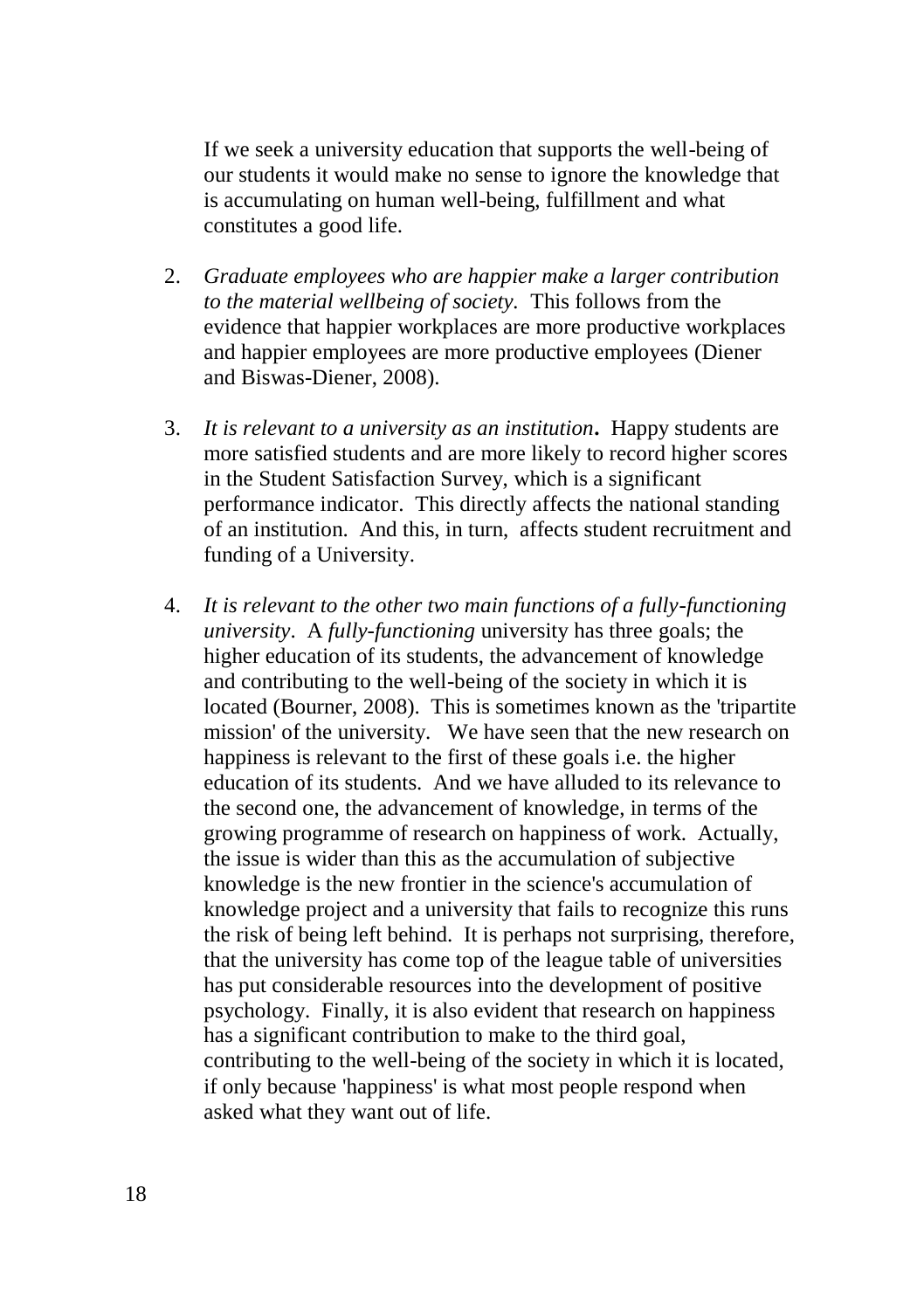If we seek a university education that supports the well-being of our students it would make no sense to ignore the knowledge that is accumulating on human well-being, fulfillment and what constitutes a good life.

2. *Graduate employees who are happier make a larger contribution to the material wellbeing of society.* This follows from the evidence that happier workplaces are more productive workplaces and happier employees are more productive employees (Diener and Biswas-Diener, 2008).

3. *It is relevant to a university as an institution***.** Happy students are more satisfied students and are more likely to record higher scores in the Student Satisfaction Survey, which is a significant performance indicator. This directly affects the national standing of an institution. And this, in turn, affects student recruitment and funding of a University.

4. *It is relevant to the other two main functions of a fully-functioning university*. A *fully-functioning* university has three goals; the higher education of its students, the advancement of knowledge and contributing to the well-being of the society in which it is located (Bourner, 2008). This is sometimes known as the 'tripartite mission' of the university. We have seen that the new research on happiness is relevant to the first of these goals i.e. the higher education of its students. And we have alluded to its relevance to the second one, the advancement of knowledge, in terms of the growing programme of research on happiness of work. Actually, the issue is wider than this as the accumulation of subjective knowledge is the new frontier in the science's accumulation of knowledge project and a university that fails to recognize this runs the risk of being left behind. It is perhaps not surprising, therefore, that the university has come top of the league table of universities has put considerable resources into the development of positive psychology. Finally, it is also evident that research on happiness has a significant contribution to make to the third goal, contributing to the well-being of the society in which it is located, if only because 'happiness' is what most people respond when asked what they want out of life.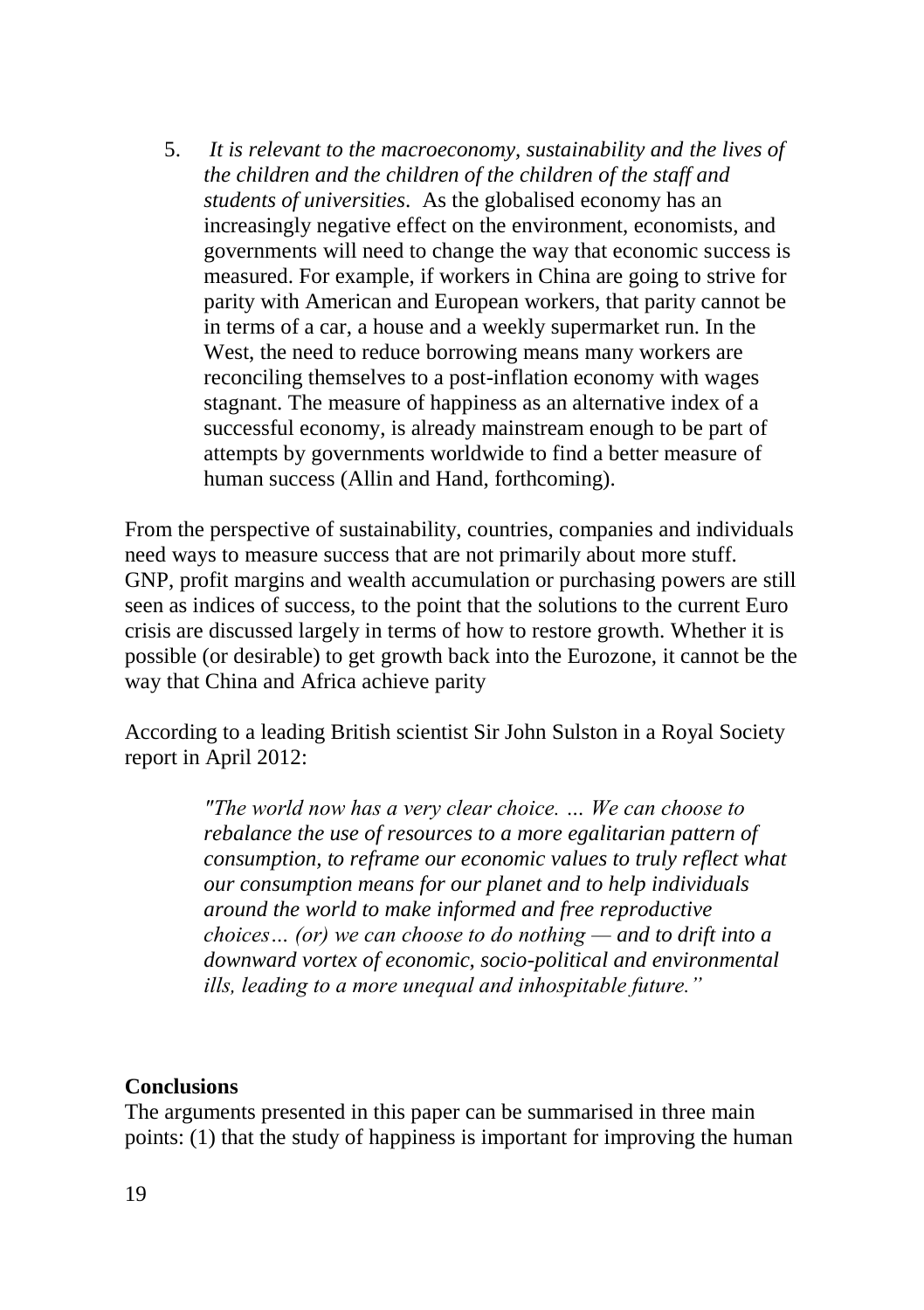5. *It is relevant to the macroeconomy, sustainability and the lives of the children and the children of the children of the staff and students of universities*. As the globalised economy has an increasingly negative effect on the environment, economists, and governments will need to change the way that economic success is measured. For example, if workers in China are going to strive for parity with American and European workers, that parity cannot be in terms of a car, a house and a weekly supermarket run. In the West, the need to reduce borrowing means many workers are reconciling themselves to a post-inflation economy with wages stagnant. The measure of happiness as an alternative index of a successful economy, is already mainstream enough to be part of attempts by governments worldwide to find a better measure of human success (Allin and Hand, forthcoming).

From the perspective of sustainability, countries, companies and individuals need ways to measure success that are not primarily about more stuff. GNP, profit margins and wealth accumulation or purchasing powers are still seen as indices of success, to the point that the solutions to the current Euro crisis are discussed largely in terms of how to restore growth. Whether it is possible (or desirable) to get growth back into the Eurozone, it cannot be the way that China and Africa achieve parity

According to a leading British scientist Sir John Sulston in a Royal Society report in April 2012:

> *"The world now has a very clear choice. … We can choose to rebalance the use of resources to a more egalitarian pattern of consumption, to reframe our economic values to truly reflect what our consumption means for our planet and to help individuals around the world to make informed and free reproductive choices… (or) we can choose to do nothing — and to drift into a downward vortex of economic, socio-political and environmental ills, leading to a more unequal and inhospitable future."*

**Conclusions**

The arguments presented in this paper can be summarised in three main points: (1) that the study of happiness is important for improving the human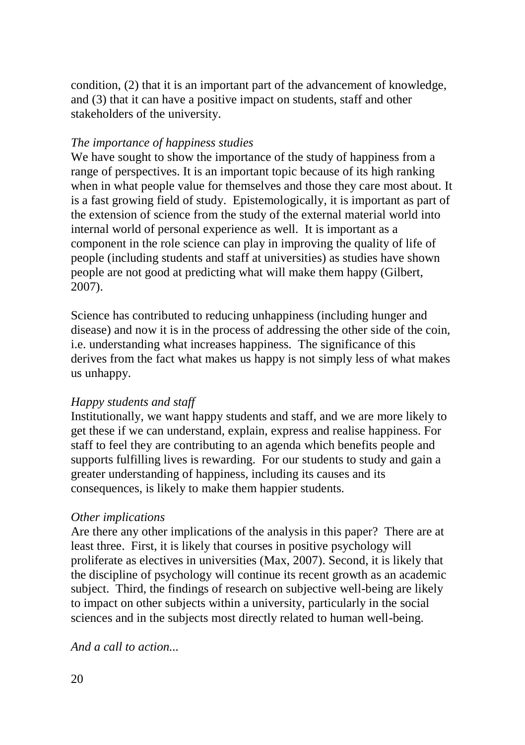condition, (2) that it is an important part of the advancement of knowledge, and (3) that it can have a positive impact on students, staff and other stakeholders of the university.

*The importance of happiness studies*

We have sought to show the importance of the study of happiness from a range of perspectives. It is an important topic because of its high ranking when in what people value for themselves and those they care most about. It is a fast growing field of study. Epistemologically, it is important as part of the extension of science from the study of the external material world into internal world of personal experience as well. It is important as a component in the role science can play in improving the quality of life of people (including students and staff at universities) as studies have shown people are not good at predicting what will make them happy (Gilbert, 2007).

Science has contributed to reducing unhappiness (including hunger and disease) and now it is in the process of addressing the other side of the coin, i.e. understanding what increases happiness. The significance of this derives from the fact what makes us happy is not simply less of what makes us unhappy.

*Happy students and staff*

Institutionally, we want happy students and staff, and we are more likely to get these if we can understand, explain, express and realise happiness. For staff to feel they are contributing to an agenda which benefits people and supports fulfilling lives is rewarding. For our students to study and gain a greater understanding of happiness, including its causes and its consequences, is likely to make them happier students.

*Other implications*

Are there any other implications of the analysis in this paper? There are at least three. First, it is likely that courses in positive psychology will proliferate as electives in universities (Max, 2007). Second, it is likely that the discipline of psychology will continue its recent growth as an academic subject. Third, the findings of research on subjective well-being are likely to impact on other subjects within a university, particularly in the social sciences and in the subjects most directly related to human well-being.

*And a call to action...*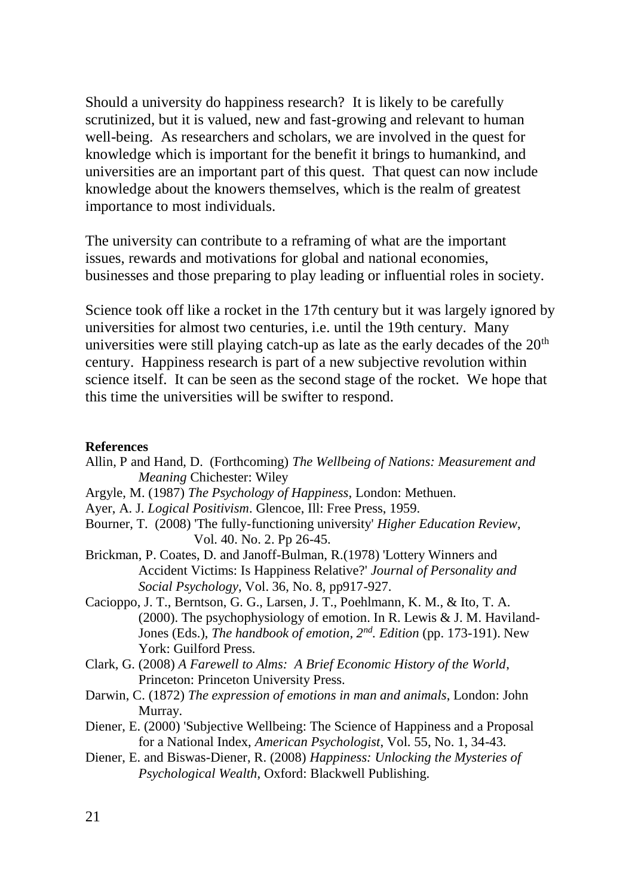Should a university do happiness research? It is likely to be carefully scrutinized, but it is valued, new and fast-growing and relevant to human well-being. As researchers and scholars, we are involved in the quest for knowledge which is important for the benefit it brings to humankind, and universities are an important part of this quest. That quest can now include knowledge about the knowers themselves, which is the realm of greatest importance to most individuals.

The university can contribute to a reframing of what are the important issues, rewards and motivations for global and national economies, businesses and those preparing to play leading or influential roles in society.

Science took off like a rocket in the 17th century but it was largely ignored by universities for almost two centuries, i.e. until the 19th century. Many universities were still playing catch-up as late as the early decades of the 20th century. Happiness research is part of a new subjective revolution within science itself. It can be seen as the second stage of the rocket. We hope that this time the universities will be swifter to respond.

**References**

Allin, P and Hand, D. (Forthcoming) *The Wellbeing of Nations: Measurement and Meaning* Chichester: Wiley

Argyle, M. (1987) *The Psychology of Happiness*, London: Methuen.

Ayer, A. J. *Logical Positivism*. Glencoe, Ill: Free Press, 1959.

Bourner, T. (2008) 'The fully-functioning university' *Higher Education Review*, Vol. 40. No. 2. Pp 26-45.

Brickman, P. Coates, D. and Janoff-Bulman, R.(1978) 'Lottery Winners and Accident Victims: Is Happiness Relative?' *Journal of Personality and Social Psychology*, Vol. 36, No. 8, pp917-927.

Cacioppo, J. T., Berntson, G. G., Larsen, J. T., Poehlmann, K. M., & Ito, T. A. (2000). The psychophysiology of emotion. In R. Lewis & J. M. Haviland-Jones (Eds.), *The handbook of emotion, 2nd. Edition* (pp. 173-191). New York: Guilford Press.

Clark, G. (2008) *A Farewell to Alms: A Brief Economic History of the World*, Princeton: Princeton University Press.

Darwin, C. (1872) *The expression of emotions in man and animals*, London: John Murray.

Diener, E. (2000) 'Subjective Wellbeing: The Science of Happiness and a Proposal for a National Index, *American Psychologist*, Vol. 55, No. 1, 34-43.

Diener, E. and Biswas-Diener, R. (2008) *Happiness: Unlocking the Mysteries of Psychological Wealth*, Oxford: Blackwell Publishing.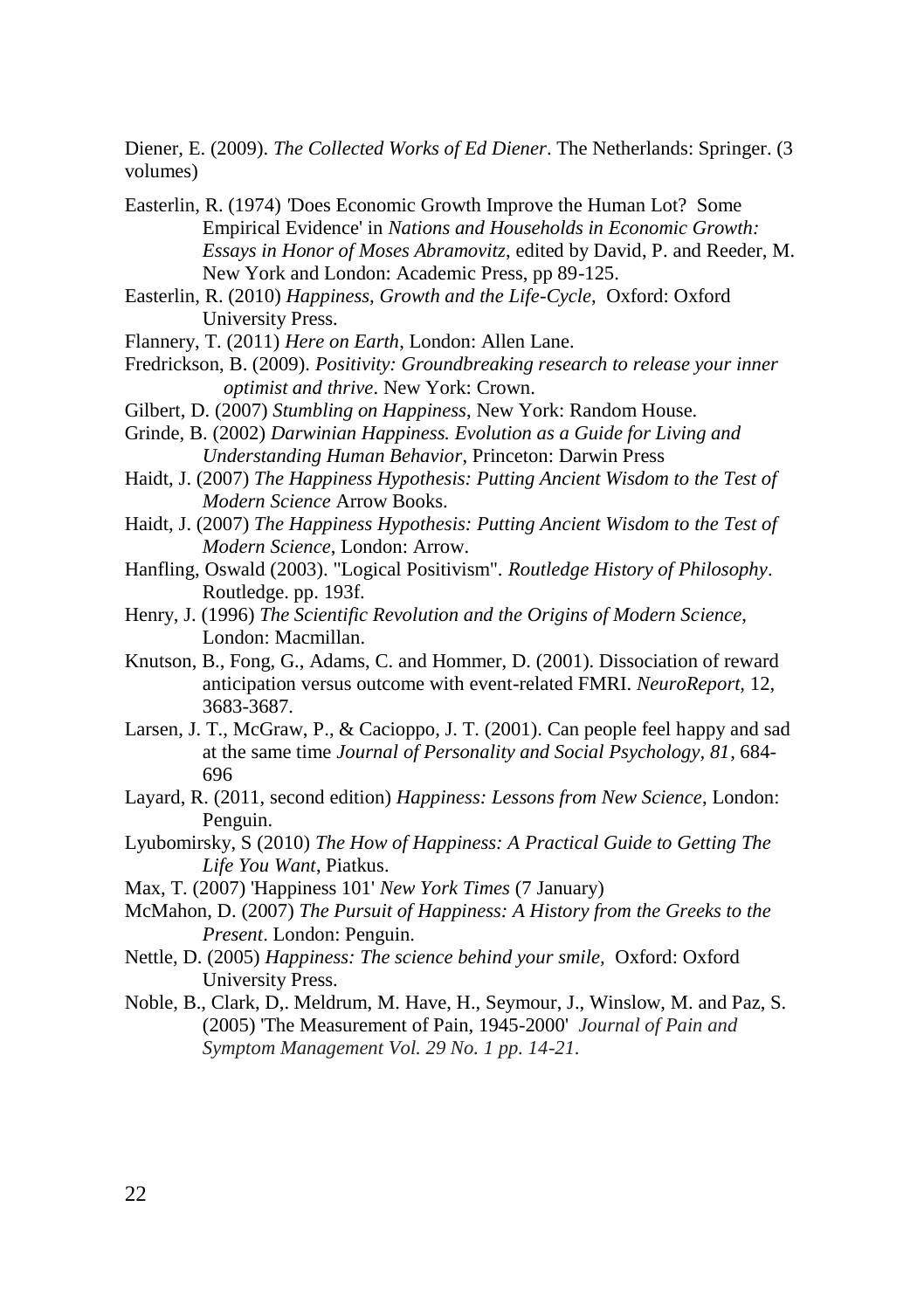Diener, E. (2009). *The Collected Works of Ed Diener*. The Netherlands: Springer. (3 volumes)

Easterlin, R. (1974) 'Does Economic Growth Improve the Human Lot? Some Empirical Evidence' in *Nations and Households in Economic Growth: Essays in Honor of Moses Abramovitz*, edited by David, P. and Reeder, M. New York and London: Academic Press, pp 89-125.

Easterlin, R. (2010) *Happiness, Growth and the Life-Cycle*, Oxford: Oxford University Press.

Flannery, T. (2011) *Here on Earth*, London: Allen Lane.

Fredrickson, B. (2009). *Positivity: Groundbreaking research to release your inner optimist and thrive*. New York: Crown.

Gilbert, D. (2007) *Stumbling on Happiness*, New York: Random House.

Grinde, B. (2002) *Darwinian Happiness. Evolution as a Guide for Living and Understanding Human Behavior*, Princeton: Darwin Press

Haidt, J. (2007) *The Happiness Hypothesis: Putting Ancient Wisdom to the Test of Modern Science* Arrow Books.

Haidt, J. (2007) *The Happiness Hypothesis: Putting Ancient Wisdom to the Test of Modern Science*, London: Arrow.

Hanfling, Oswald (2003). "Logical Positivism". *Routledge History of Philosophy*. Routledge. pp. 193f.

Henry, J. (1996) *The Scientific Revolution and the Origins of Modern Science*, London: Macmillan.

Knutson, B., Fong, G., Adams, C. and Hommer, D. (2001). Dissociation of reward anticipation versus outcome with event-related FMRI. *NeuroReport*, 12, 3683-3687.

Larsen, J. T., McGraw, P., & Cacioppo, J. T. (2001). Can people feel happy and sad at the same time *Journal of Personality and Social Psychology, 81*, 684-696

Layard, R. (2011, second edition) *Happiness: Lessons from New Science*, London: Penguin.

Lyubomirsky, S (2010) *The How of Happiness: A Practical Guide to Getting The Life You Want*, Piatkus.

Max, T. (2007) 'Happiness 101' *New York Times* (7 January)

McMahon, D. (2007) *The Pursuit of Happiness: A History from the Greeks to the Present*. London: Penguin.

Nettle, D. (2005) *Happiness: The science behind your smile,* Oxford: Oxford University Press.

Noble, B., Clark, D,. Meldrum, M. Have, H., Seymour, J., Winslow, M. and Paz, S. (2005) 'The Measurement of Pain, 1945-2000' *Journal of Pain and Symptom Management Vol. 29 No. 1 pp. 14-21.*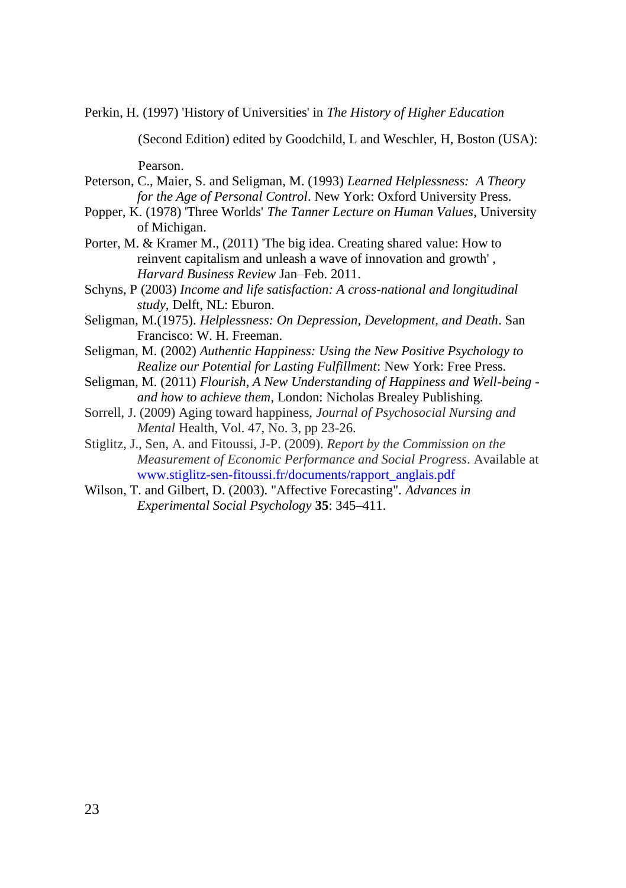Perkin, H. (1997) 'History of Universities' in *The History of Higher Education* (Second Edition) edited by Goodchild, L and Weschler, H, Boston (USA): Pearson.

Peterson, C., Maier, S. and Seligman, M. (1993) *Learned Helplessness: A Theory for the Age of Personal Control*. New York: Oxford University Press.

Popper, K. (1978) 'Three Worlds' *The Tanner Lecture on Human Values*, University of Michigan.

Porter, M. & Kramer M., (2011) 'The big idea. Creating shared value: How to reinvent capitalism and unleash a wave of innovation and growth' , *Harvard Business Review* Jan–Feb. 2011.

Schyns, P (2003) *Income and life satisfaction: A cross-national and longitudinal study*, Delft, NL: Eburon.

Seligman, M.(1975). *Helplessness: On Depression, Development, and Death*. San Francisco: W. H. Freeman.

Seligman, M. (2002) *Authentic Happiness: Using the New Positive Psychology to Realize our Potential for Lasting Fulfillment*: New York: Free Press.

Seligman, M. (2011) *Flourish, A New Understanding of Happiness and Well-being - and how to achieve them*, London: Nicholas Brealey Publishing.

Sorrell, J. (2009) Aging toward happiness, *Journal of Psychosocial Nursing and Mental* Health, Vol. 47, No. 3, pp 23-26.

Stiglitz, J., Sen, A. and Fitoussi, J-P. (2009). *Report by the Commission on the Measurement of Economic Performance and Social Progress*. Available at www.stiglitz-sen-fitoussi.fr/documents/rapport_anglais.pdf

Wilson, T. and Gilbert, D. (2003). "Affective Forecasting". *Advances in Experimental Social Psychology* **35**: 345–411.